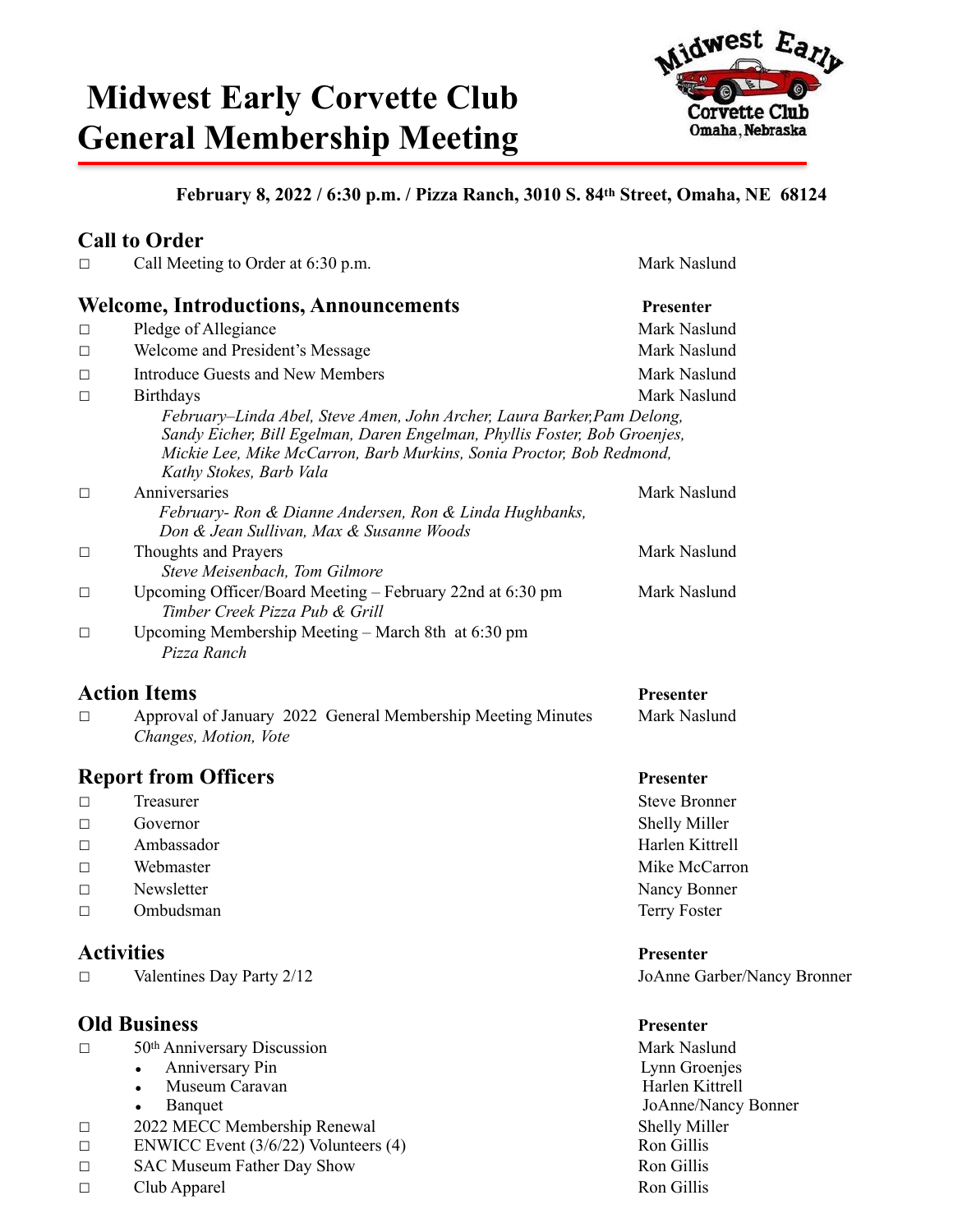# Midwest Early Corvette Club General Membership Meeting

**February 8, 2022 / 6:30 p.m. / Pizza Ranch, 3010 S. 84th Street, Omaha, NE 68124**

## Call to Order

| | | |
|---|---|---|
| □ | Call Meeting to Order at 6:30 p.m. | Mark Naslund |

## Welcome, Introductions, Announcements

| | | **Presenter** |
|---|---|---|
| □ | Pledge of Allegiance | Mark Naslund |
| □ | Welcome and President's Message | Mark Naslund |
| □ | Introduce Guests and New Members | Mark Naslund |
| □ | Birthdays<br>*February–Linda Abel, Steve Amen, John Archer, Laura Barker,Pam Delong, Sandy Eicher, Bill Egelman, Daren Engelman, Phyllis Foster, Bob Groenjes, Mickie Lee, Mike McCarron, Barb Murkins, Sonia Proctor, Bob Redmond, Kathy Stokes, Barb Vala* | Mark Naslund |
| □ | Anniversaries<br>*February- Ron & Dianne Andersen, Ron & Linda Hughbanks, Don & Jean Sullivan, Max & Susanne Woods* | Mark Naslund |
| □ | Thoughts and Prayers<br>*Steve Meisenbach, Tom Gilmore* | Mark Naslund |
| □ | Upcoming Officer/Board Meeting – February 22nd at 6:30 pm<br>*Timber Creek Pizza Pub & Grill* | Mark Naslund |
| □ | Upcoming Membership Meeting – March 8th at 6:30 pm<br>*Pizza Ranch* | |

## Action Items

| | | **Presenter** |
|---|---|---|
| □ | Approval of January 2022 General Membership Meeting Minutes<br>*Changes, Motion, Vote* | Mark Naslund |

## Report from Officers

| | | **Presenter** |
|---|---|---|
| □ | Treasurer | Steve Bronner |
| □ | Governor | Shelly Miller |
| □ | Ambassador | Harlen Kittrell |
| □ | Webmaster | Mike McCarron |
| □ | Newsletter | Nancy Bonner |
| □ | Ombudsman | Terry Foster |

## Activities

| | | **Presenter** |
|---|---|---|
| □ | Valentines Day Party 2/12 | JoAnne Garber/Nancy Bronner |

## Old Business

| | | **Presenter** |
|---|---|---|
| □ | 50th Anniversary Discussion | Mark Naslund |
| | • Anniversary Pin | Lynn Groenjes |
| | • Museum Caravan | Harlen Kittrell |
| | • Banquet | JoAnne/Nancy Bonner |
| □ | 2022 MECC Membership Renewal | Shelly Miller |
| □ | ENWICC Event (3/6/22) Volunteers (4) | Ron Gillis |
| □ | SAC Museum Father Day Show | Ron Gillis |
| □ | Club Apparel | Ron Gillis |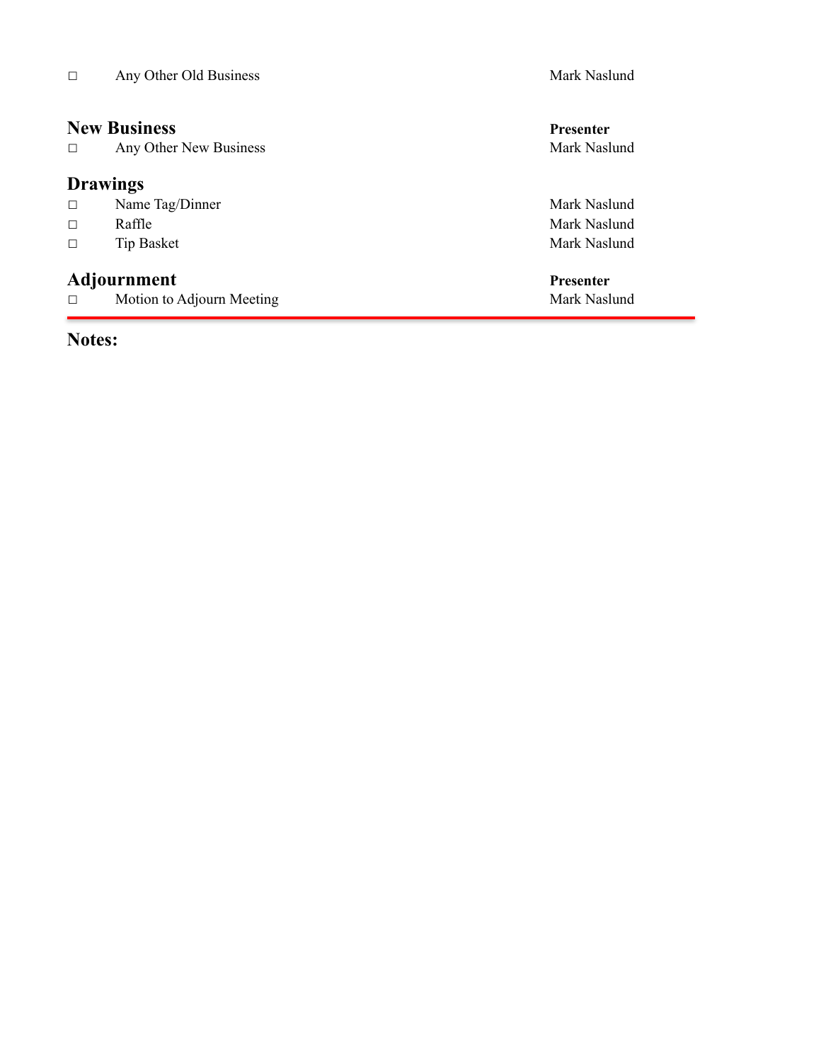| | |
|---|---|
| ☐ Any Other Old Business | Mark Naslund |

## New Business

| | **Presenter** |
|---|---|
| ☐ Any Other New Business | Mark Naslund |

## Drawings

| | |
|---|---|
| ☐ Name Tag/Dinner | Mark Naslund |
| ☐ Raffle | Mark Naslund |
| ☐ Tip Basket | Mark Naslund |

## Adjournment

| | **Presenter** |
|---|---|
| ☐ Motion to Adjourn Meeting | Mark Naslund |

---

**Notes:**